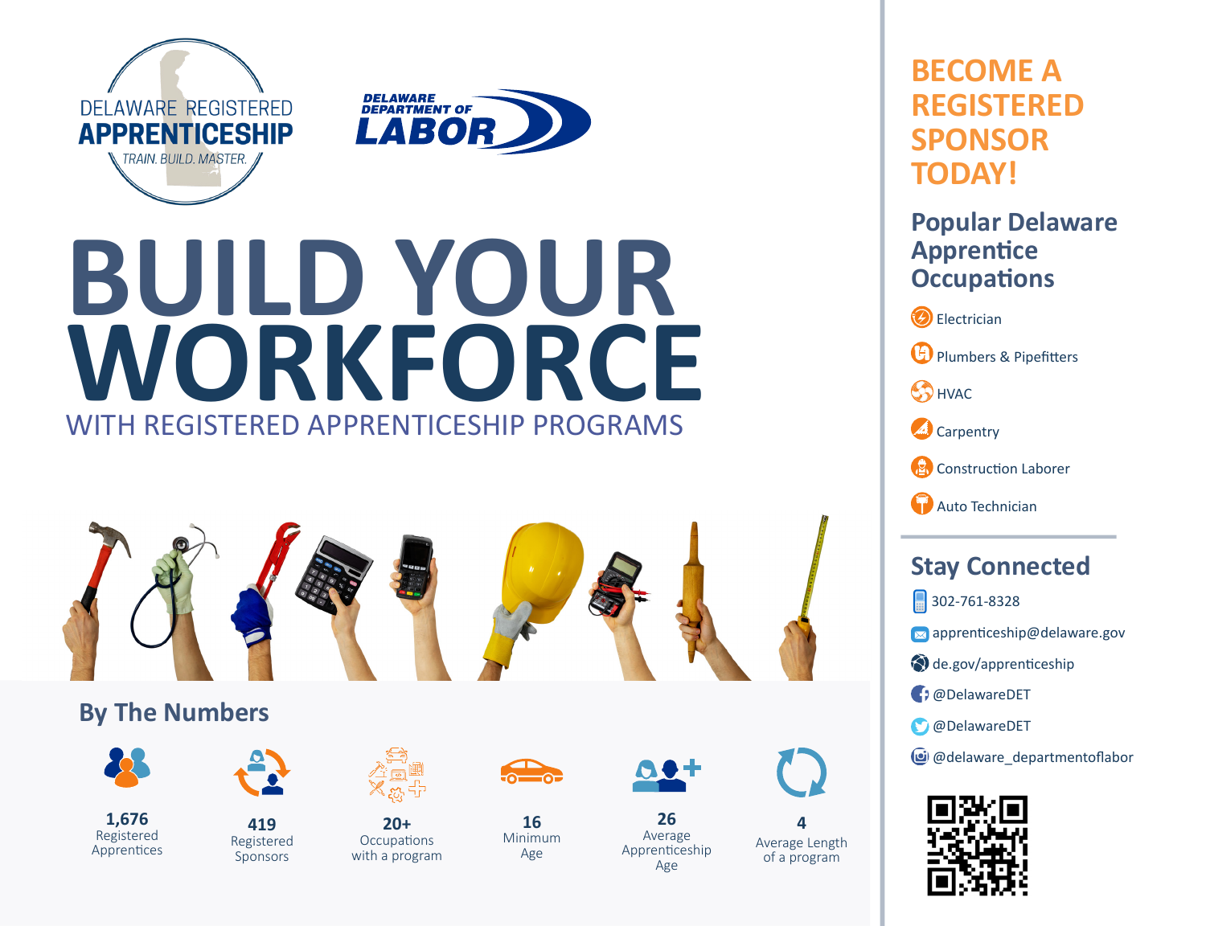DELAWARE REGISTERED **APPRENTICESHIP**

*TRAIN. BUILD. MASTER.*

DELAWARE DEPARTMENT OF **LABOR**

# BUILD YOUR WORKFORCE

WITH REGISTERED APPRENTICESHIP PROGRAMS

## By The Numbers

- **1,676** Registered Apprentices
- **419** Registered Sponsors
- **20+** Occupations with a program
- **16** Minimum Age
- **26** Average Apprenticeship Age
- **4** Average Length of a program

## BECOME A REGISTERED SPONSOR TODAY!

### Popular Delaware Apprentice Occupations

- Electrician
- Plumbers & Pipefitters
- HVAC
- Carpentry
- Construction Laborer
- Auto Technician

### Stay Connected

- 302-761-8328
- apprenticeship@delaware.gov
- de.gov/apprenticeship
- @DelawareDET
- @DelawareDET
- @delaware_departmentoflabor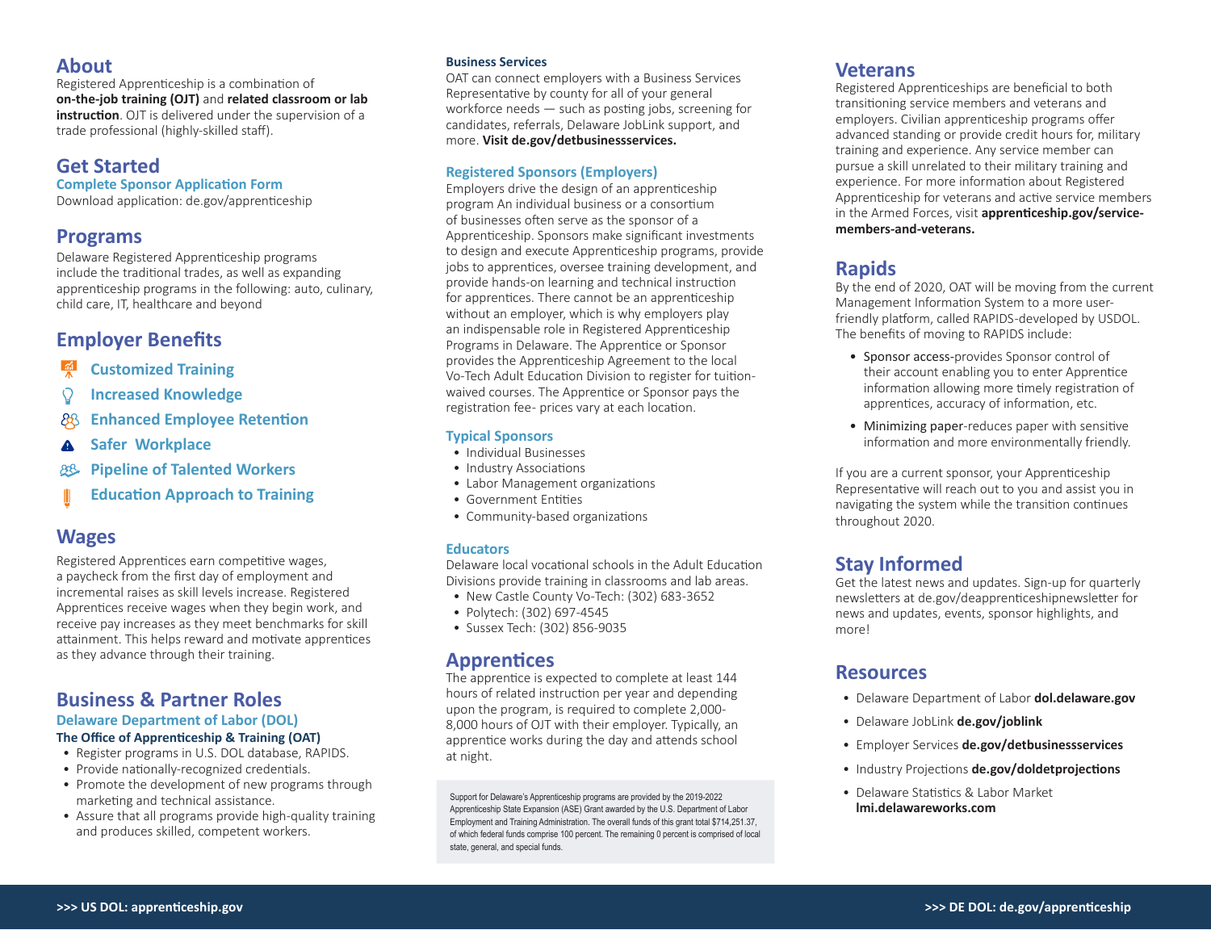## About

Registered Apprenticeship is a combination of **on-the-job training (OJT)** and **related classroom or lab instruction**. OJT is delivered under the supervision of a trade professional (highly-skilled staff).

## Get Started

### Complete Sponsor Application Form

Download application: de.gov/apprenticeship

## Programs

Delaware Registered Apprenticeship programs include the traditional trades, as well as expanding apprenticeship programs in the following: auto, culinary, child care, IT, healthcare and beyond

## Employer Benefits

- Customized Training
- Increased Knowledge
- Enhanced Employee Retention
- Safer Workplace
- Pipeline of Talented Workers
- Education Approach to Training

## Wages

Registered Apprentices earn competitive wages, a paycheck from the first day of employment and incremental raises as skill levels increase. Registered Apprentices receive wages when they begin work, and receive pay increases as they meet benchmarks for skill attainment. This helps reward and motivate apprentices as they advance through their training.

## Business & Partner Roles

### Delaware Department of Labor (DOL)

**The Office of Apprenticeship & Training (OAT)**

- Register programs in U.S. DOL database, RAPIDS.
- Provide nationally-recognized credentials.
- Promote the development of new programs through marketing and technical assistance.
- Assure that all programs provide high-quality training and produces skilled, competent workers.

**Business Services**

OAT can connect employers with a Business Services Representative by county for all of your general workforce needs — such as posting jobs, screening for candidates, referrals, Delaware JobLink support, and more. **Visit de.gov/detbusinessservices.**

### Registered Sponsors (Employers)

Employers drive the design of an apprenticeship program An individual business or a consortium of businesses often serve as the sponsor of a Apprenticeship. Sponsors make significant investments to design and execute Apprenticeship programs, provide jobs to apprentices, oversee training development, and provide hands-on learning and technical instruction for apprentices. There cannot be an apprenticeship without an employer, which is why employers play an indispensable role in Registered Apprenticeship Programs in Delaware. The Apprentice or Sponsor provides the Apprenticeship Agreement to the local Vo-Tech Adult Education Division to register for tuition-waived courses. The Apprentice or Sponsor pays the registration fee- prices vary at each location.

### Typical Sponsors

- Individual Businesses
- Industry Associations
- Labor Management organizations
- Government Entities
- Community-based organizations

### Educators

Delaware local vocational schools in the Adult Education Divisions provide training in classrooms and lab areas.

- New Castle County Vo-Tech: (302) 683-3652
- Polytech: (302) 697-4545
- Sussex Tech: (302) 856-9035

## Apprentices

The apprentice is expected to complete at least 144 hours of related instruction per year and depending upon the program, is required to complete 2,000-8,000 hours of OJT with their employer. Typically, an apprentice works during the day and attends school at night.

Support for Delaware's Apprenticeship programs are provided by the 2019-2022 Apprenticeship State Expansion (ASE) Grant awarded by the U.S. Department of Labor Employment and Training Administration. The overall funds of this grant total $714,251.37, of which federal funds comprise 100 percent. The remaining 0 percent is comprised of local state, general, and special funds.

## Veterans

Registered Apprenticeships are beneficial to both transitioning service members and veterans and employers. Civilian apprenticeship programs offer advanced standing or provide credit hours for, military training and experience. Any service member can pursue a skill unrelated to their military training and experience. For more information about Registered Apprenticeship for veterans and active service members in the Armed Forces, visit **apprenticeship.gov/service-members-and-veterans.**

## Rapids

By the end of 2020, OAT will be moving from the current Management Information System to a more user-friendly platform, called RAPIDS-developed by USDOL. The benefits of moving to RAPIDS include:

- Sponsor access-provides Sponsor control of their account enabling you to enter Apprentice information allowing more timely registration of apprentices, accuracy of information, etc.
- Minimizing paper-reduces paper with sensitive information and more environmentally friendly.

If you are a current sponsor, your Apprenticeship Representative will reach out to you and assist you in navigating the system while the transition continues throughout 2020.

## Stay Informed

Get the latest news and updates. Sign-up for quarterly newsletters at de.gov/deapprenticeshipnewsletter for news and updates, events, sponsor highlights, and more!

## Resources

- Delaware Department of Labor **dol.delaware.gov**
- Delaware JobLink **de.gov/joblink**
- Employer Services **de.gov/detbusinessservices**
- Industry Projections **de.gov/doldetprojections**
- Delaware Statistics & Labor Market **lmi.delawareworks.com**

**>>> US DOL: apprenticeship.gov**

**>>> DE DOL: de.gov/apprenticeship**